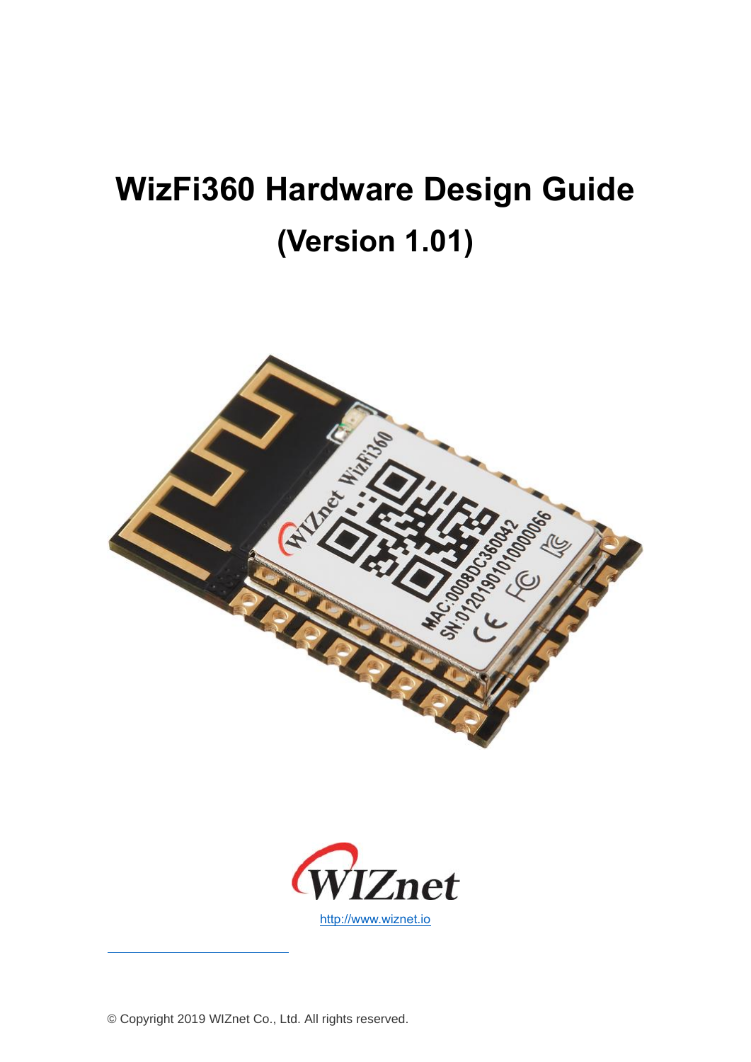# WizFi360 Hardware Design Guide

## (Version 1.01)

http://www.wiznet.io

© Copyright 2019 WIZnet Co., Ltd. All rights reserved.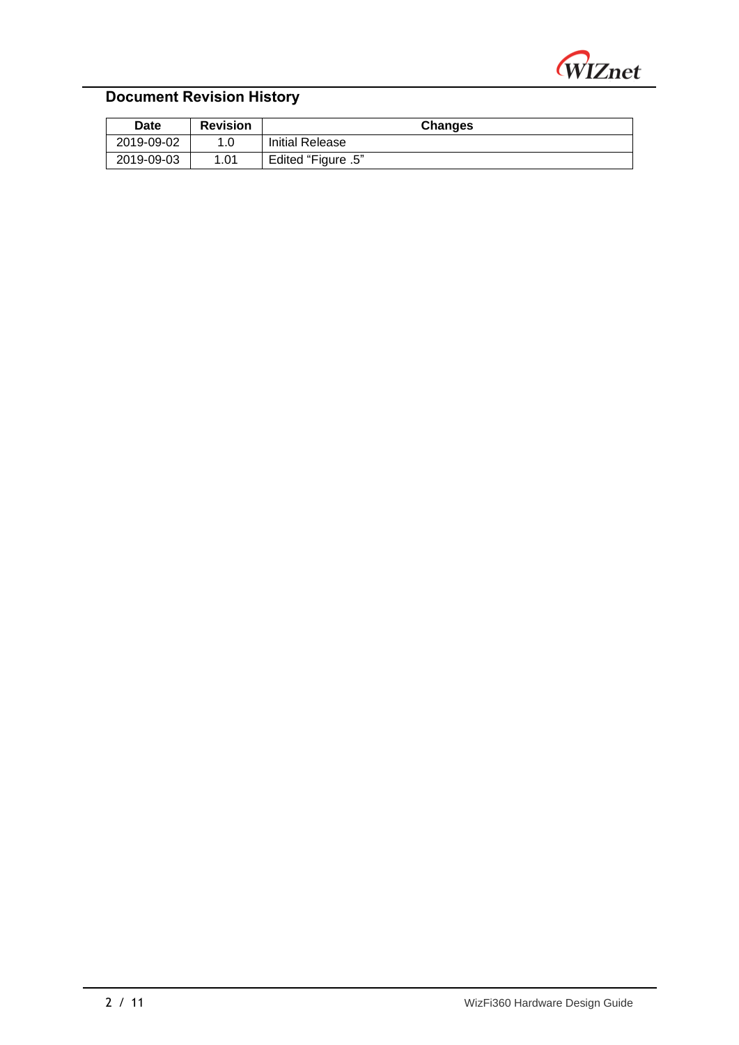## Document Revision History

| Date | Revision | Changes |
| --- | --- | --- |
| 2019-09-02 | 1.0 | Initial Release |
| 2019-09-03 | 1.01 | Edited “Figure .5” |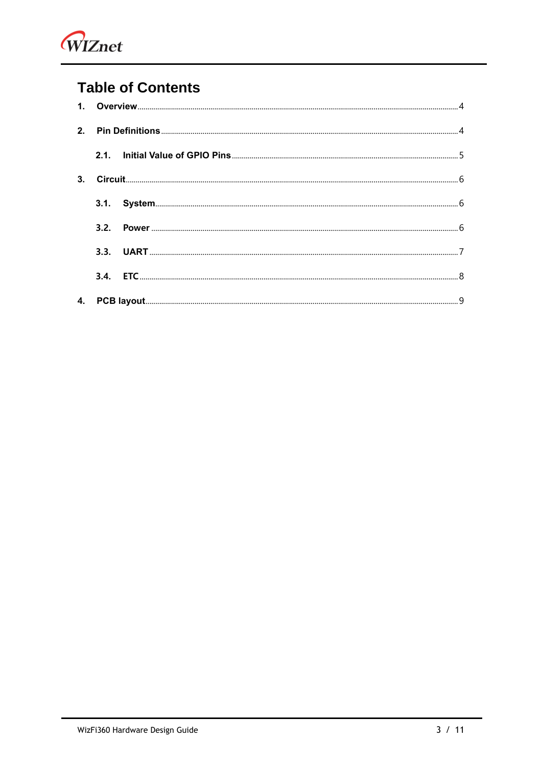# Table of Contents

1. Overview ..... 4
2. Pin Definitions ..... 4
   - 2.1. Initial Value of GPIO Pins ..... 5
3. Circuit ..... 6
   - 3.1. System ..... 6
   - 3.2. Power ..... 6
   - 3.3. UART ..... 7
   - 3.4. ETC ..... 8
4. PCB layout ..... 9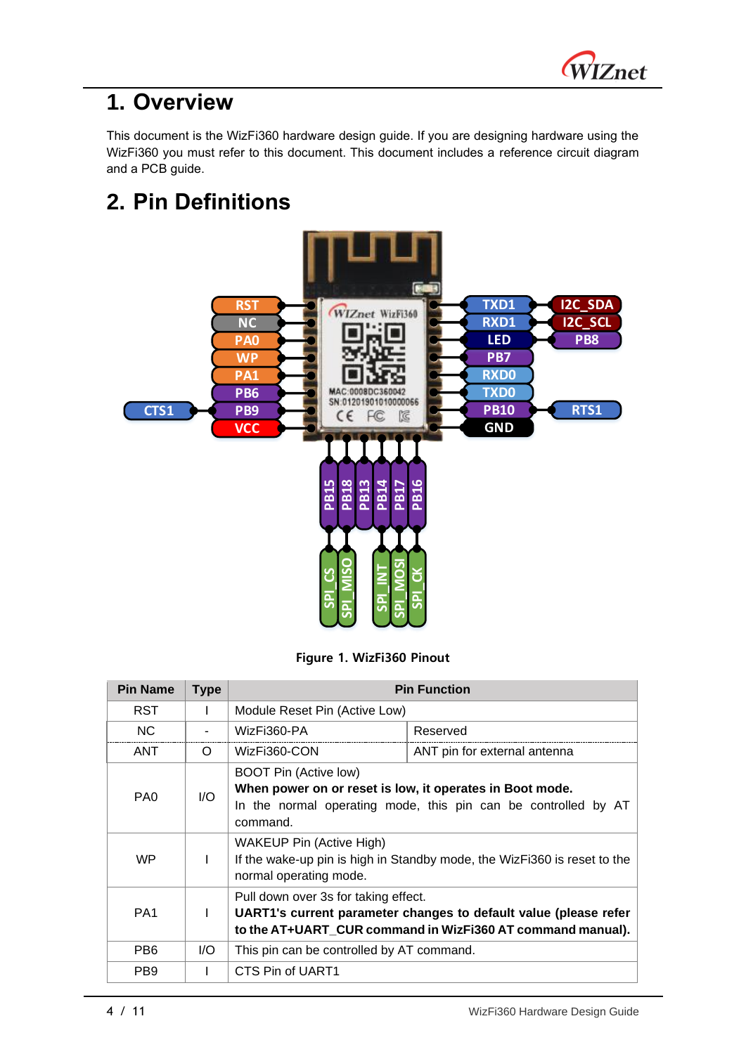# 1. Overview

This document is the WizFi360 hardware design guide. If you are designing hardware using the WizFi360 you must refer to this document. This document includes a reference circuit diagram and a PCB guide.

# 2. Pin Definitions

Figure 1. WizFi360 Pinout

| Pin Name | Type | Pin Function | |
|---|---|---|---|
| RST | I | Module Reset Pin (Active Low) | |
| NC | - | WizFi360-PA | Reserved |
| ANT | O | WizFi360-CON | ANT pin for external antenna |
| PA0 | I/O | BOOT Pin (Active low)<br>**When power on or reset is low, it operates in Boot mode.**<br>In the normal operating mode, this pin can be controlled by AT command. | |
| WP | I | WAKEUP Pin (Active High)<br>If the wake-up pin is high in Standby mode, the WizFi360 is reset to the normal operating mode. | |
| PA1 | I | Pull down over 3s for taking effect.<br>**UART1's current parameter changes to default value (please refer to the AT+UART_CUR command in WizFi360 AT command manual).** | |
| PB6 | I/O | This pin can be controlled by AT command. | |
| PB9 | I | CTS Pin of UART1 | |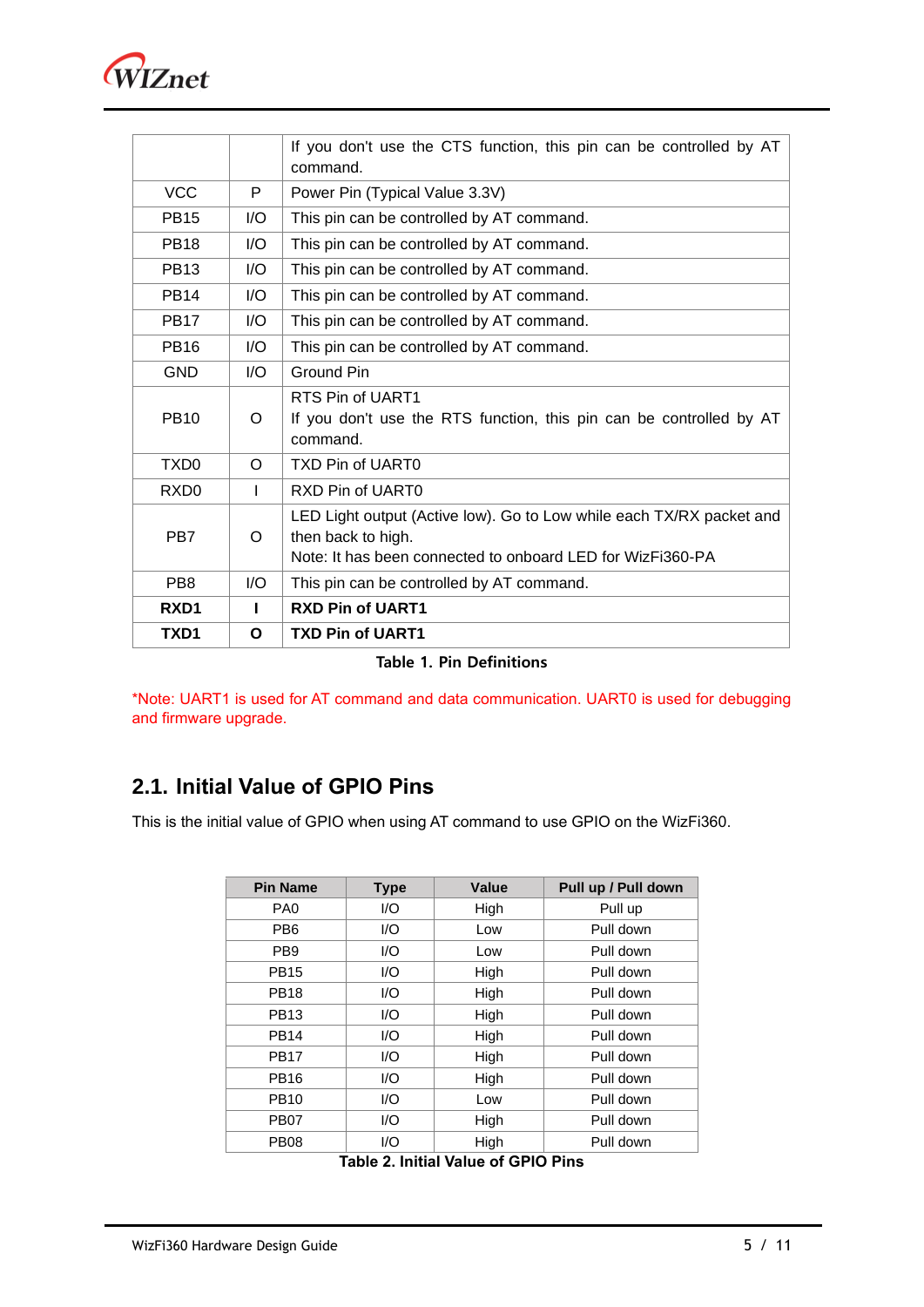|  |  |  |
|---|---|---|
|  |  | If you don't use the CTS function, this pin can be controlled by AT command. |
| VCC | P | Power Pin (Typical Value 3.3V) |
| PB15 | I/O | This pin can be controlled by AT command. |
| PB18 | I/O | This pin can be controlled by AT command. |
| PB13 | I/O | This pin can be controlled by AT command. |
| PB14 | I/O | This pin can be controlled by AT command. |
| PB17 | I/O | This pin can be controlled by AT command. |
| PB16 | I/O | This pin can be controlled by AT command. |
| GND | I/O | Ground Pin |
| PB10 | O | RTS Pin of UART1<br>If you don't use the RTS function, this pin can be controlled by AT command. |
| TXD0 | O | TXD Pin of UART0 |
| RXD0 | I | RXD Pin of UART0 |
| PB7 | O | LED Light output (Active low). Go to Low while each TX/RX packet and then back to high.<br>Note: It has been connected to onboard LED for WizFi360-PA |
| PB8 | I/O | This pin can be controlled by AT command. |
| **RXD1** | **I** | **RXD Pin of UART1** |
| **TXD1** | **O** | **TXD Pin of UART1** |

**Table 1. Pin Definitions**

*Note: UART1 is used for AT command and data communication. UART0 is used for debugging and firmware upgrade.

## 2.1. Initial Value of GPIO Pins

This is the initial value of GPIO when using AT command to use GPIO on the WizFi360.

| Pin Name | Type | Value | Pull up / Pull down |
|---|---|---|---|
| PA0 | I/O | High | Pull up |
| PB6 | I/O | Low | Pull down |
| PB9 | I/O | Low | Pull down |
| PB15 | I/O | High | Pull down |
| PB18 | I/O | High | Pull down |
| PB13 | I/O | High | Pull down |
| PB14 | I/O | High | Pull down |
| PB17 | I/O | High | Pull down |
| PB16 | I/O | High | Pull down |
| PB10 | I/O | Low | Pull down |
| PB07 | I/O | High | Pull down |
| PB08 | I/O | High | Pull down |

**Table 2. Initial Value of GPIO Pins**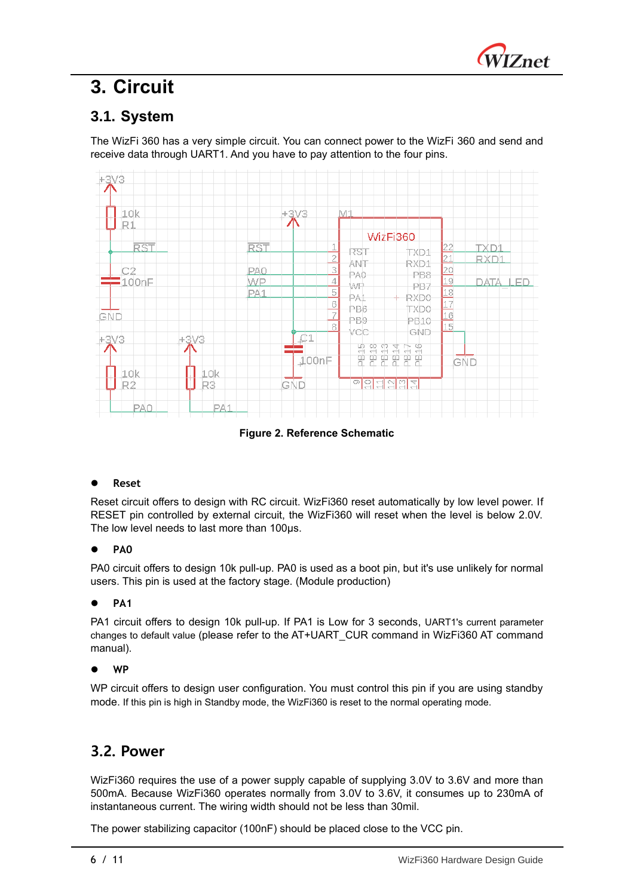# 3. Circuit

## 3.1. System

The WizFi 360 has a very simple circuit. You can connect power to the WizFi 360 and send and receive data through UART1. And you have to pay attention to the four pins.

**Figure 2. Reference Schematic**

- **Reset**

Reset circuit offers to design with RC circuit. WizFi360 reset automatically by low level power. If RESET pin controlled by external circuit, the WizFi360 will reset when the level is below 2.0V. The low level needs to last more than 100μs.

- **PA0**

PA0 circuit offers to design 10k pull-up. PA0 is used as a boot pin, but it's use unlikely for normal users. This pin is used at the factory stage. (Module production)

- **PA1**

PA1 circuit offers to design 10k pull-up. If PA1 is Low for 3 seconds, UART1's current parameter changes to default value (please refer to the AT+UART_CUR command in WizFi360 AT command manual).

- **WP**

WP circuit offers to design user configuration. You must control this pin if you are using standby mode. If this pin is high in Standby mode, the WizFi360 is reset to the normal operating mode.

## 3.2. Power

WizFi360 requires the use of a power supply capable of supplying 3.0V to 3.6V and more than 500mA. Because WizFi360 operates normally from 3.0V to 3.6V, it consumes up to 230mA of instantaneous current. The wiring width should not be less than 30mil.

The power stabilizing capacitor (100nF) should be placed close to the VCC pin.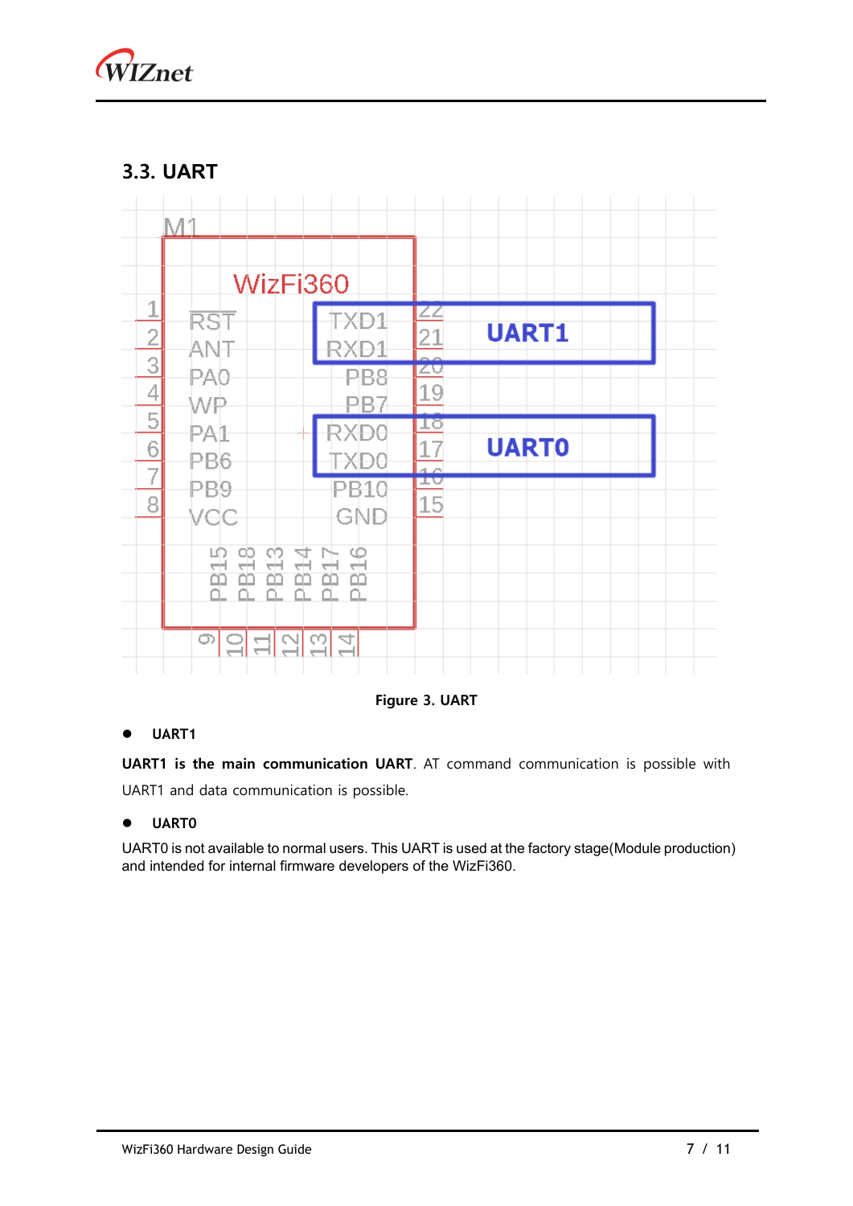## 3.3. UART

Figure 3. UART

- **UART1**

**UART1 is the main communication UART**. AT command communication is possible with UART1 and data communication is possible.

- **UART0**

UART0 is not available to normal users. This UART is used at the factory stage(Module production) and intended for internal firmware developers of the WizFi360.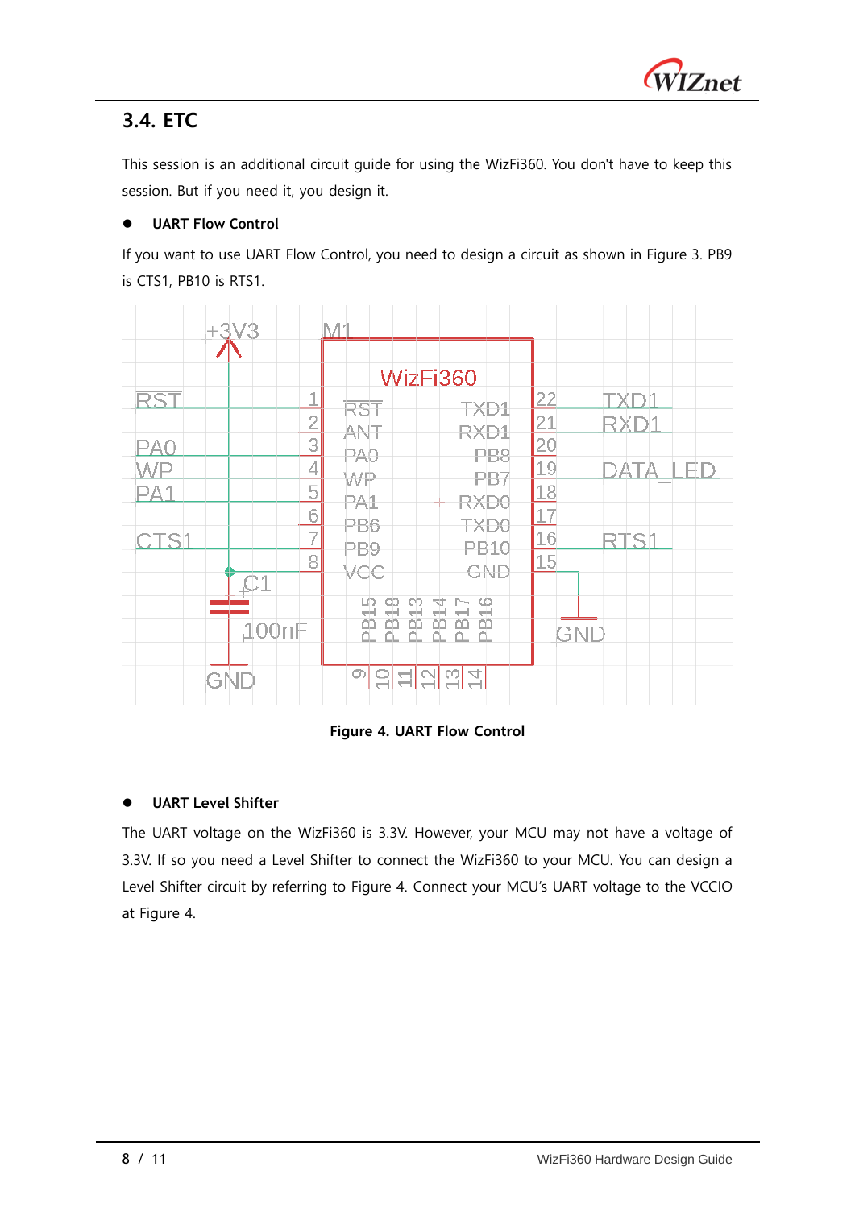## 3.4. ETC

This session is an additional circuit guide for using the WizFi360. You don't have to keep this session. But if you need it, you design it.

- **UART Flow Control**

If you want to use UART Flow Control, you need to design a circuit as shown in Figure 3. PB9 is CTS1, PB10 is RTS1.

**Figure 4. UART Flow Control**

- **UART Level Shifter**

The UART voltage on the WizFi360 is 3.3V. However, your MCU may not have a voltage of 3.3V. If so you need a Level Shifter to connect the WizFi360 to your MCU. You can design a Level Shifter circuit by referring to Figure 4. Connect your MCU's UART voltage to the VCCIO at Figure 4.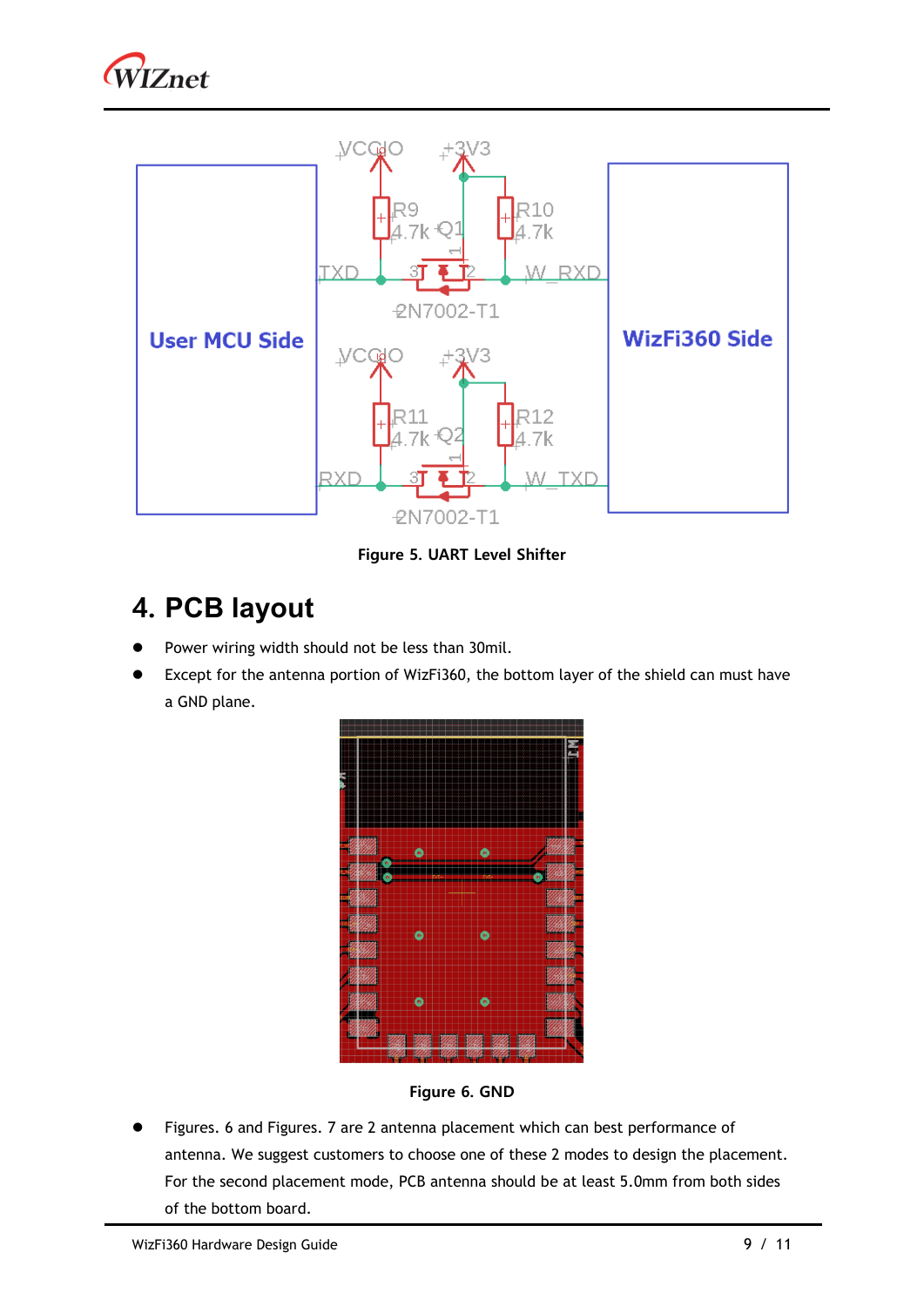Figure 5. UART Level Shifter

# 4. PCB layout

- Power wiring width should not be less than 30mil.
- Except for the antenna portion of WizFi360, the bottom layer of the shield can must have a GND plane.

Figure 6. GND

- Figures. 6 and Figures. 7 are 2 antenna placement which can best performance of antenna. We suggest customers to choose one of these 2 modes to design the placement. For the second placement mode, PCB antenna should be at least 5.0mm from both sides of the bottom board.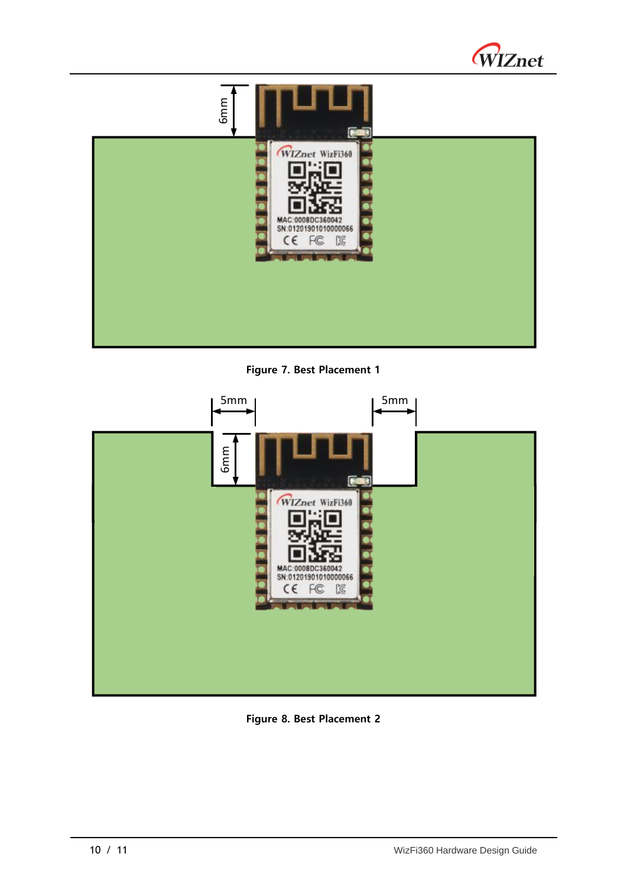Figure 7. Best Placement 1

Figure 8. Best Placement 2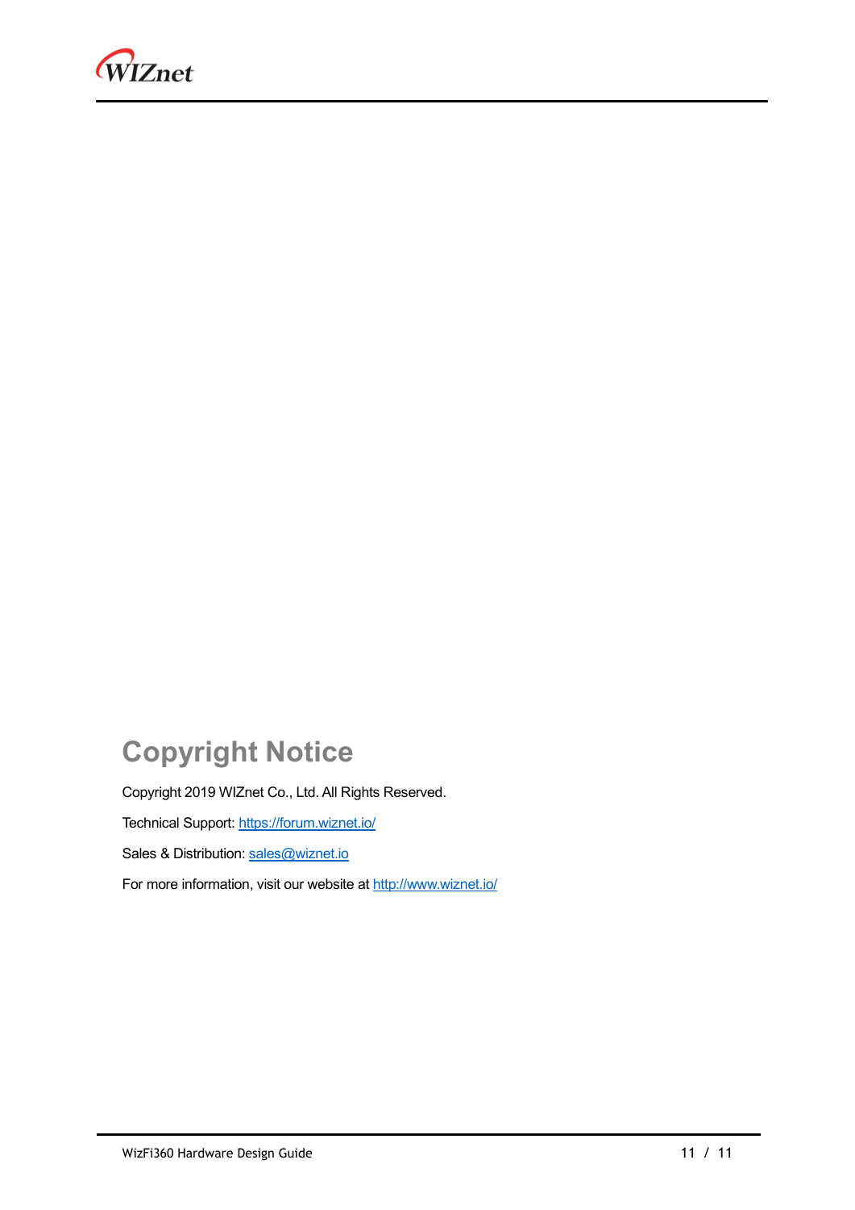# Copyright Notice

Copyright 2019 WIZnet Co., Ltd. All Rights Reserved.

Technical Support: https://forum.wiznet.io/

Sales & Distribution: sales@wiznet.io

For more information, visit our website at http://www.wiznet.io/